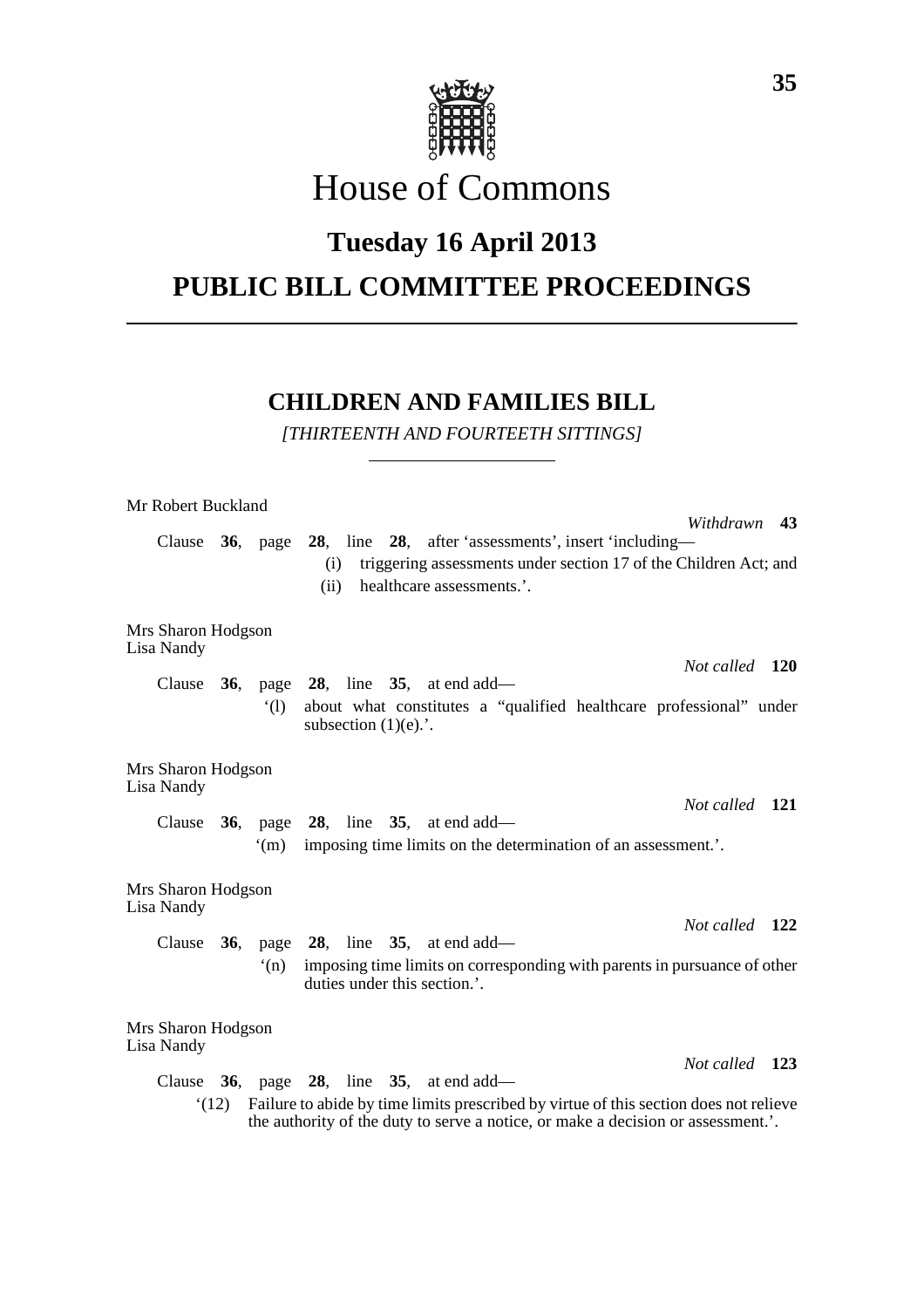# House of Commons

## Tuesday 16 April 2013

## PUBLIC BILL COMMITTEE PROCEEDINGS

### CHILDREN AND FAMILIES BILL

*[THIRTEENTH AND FOURTEETH SITTINGS]*

Mr Robert Buckland

*Withdrawn* **43**

Clause **36**, page **28**, line **28**, after 'assessments', insert 'including—

(i) triggering assessments under section 17 of the Children Act; and

(ii) healthcare assessments.'.

Mrs Sharon Hodgson
Lisa Nandy

*Not called* **120**

Clause **36**, page **28**, line **35**, at end add—

'(l) about what constitutes a "qualified healthcare professional" under subsection (1)(e).'.

Mrs Sharon Hodgson
Lisa Nandy

*Not called* **121**

Clause **36**, page **28**, line **35**, at end add—

'(m) imposing time limits on the determination of an assessment.'.

Mrs Sharon Hodgson
Lisa Nandy

*Not called* **122**

Clause **36**, page **28**, line **35**, at end add—

'(n) imposing time limits on corresponding with parents in pursuance of other duties under this section.'.

Mrs Sharon Hodgson
Lisa Nandy

*Not called* **123**

Clause **36**, page **28**, line **35**, at end add—

'(12) Failure to abide by time limits prescribed by virtue of this section does not relieve the authority of the duty to serve a notice, or make a decision or assessment.'.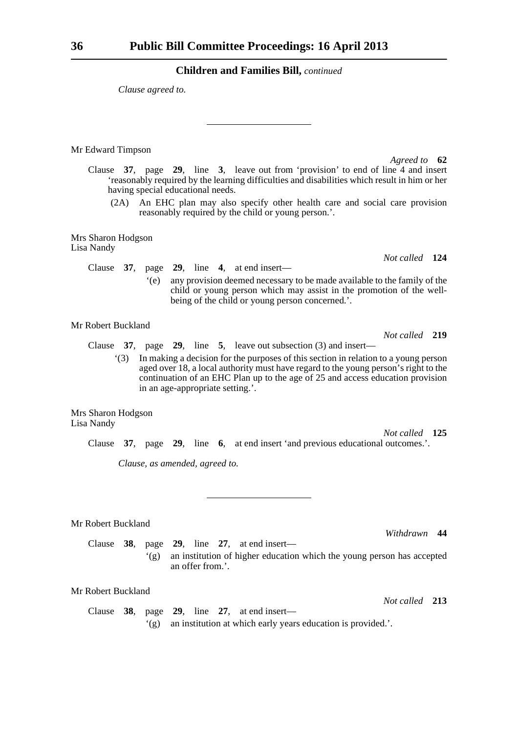**Children and Families Bill,** *continued*

*Clause agreed to.*

---

Mr Edward Timpson

*Agreed to* **62**

Clause **37**, page **29**, line **3**, leave out from 'provision' to end of line 4 and insert 'reasonably required by the learning difficulties and disabilities which result in him or her having special educational needs.

(2A) An EHC plan may also specify other health care and social care provision reasonably required by the child or young person.'.

Mrs Sharon Hodgson
Lisa Nandy

*Not called* **124**

Clause **37**, page **29**, line **4**, at end insert—

'(e) any provision deemed necessary to be made available to the family of the child or young person which may assist in the promotion of the well-being of the child or young person concerned.'.

Mr Robert Buckland

*Not called* **219**

Clause **37**, page **29**, line **5**, leave out subsection (3) and insert—

'(3) In making a decision for the purposes of this section in relation to a young person aged over 18, a local authority must have regard to the young person's right to the continuation of an EHC Plan up to the age of 25 and access education provision in an age-appropriate setting.'.

Mrs Sharon Hodgson
Lisa Nandy

*Not called* **125**

Clause **37**, page **29**, line **6**, at end insert 'and previous educational outcomes.'.

*Clause, as amended, agreed to.*

---

Mr Robert Buckland

*Withdrawn* **44**

Clause **38**, page **29**, line **27**, at end insert—

'(g) an institution of higher education which the young person has accepted an offer from.'.

Mr Robert Buckland

*Not called* **213**

Clause **38**, page **29**, line **27**, at end insert—

'(g) an institution at which early years education is provided.'.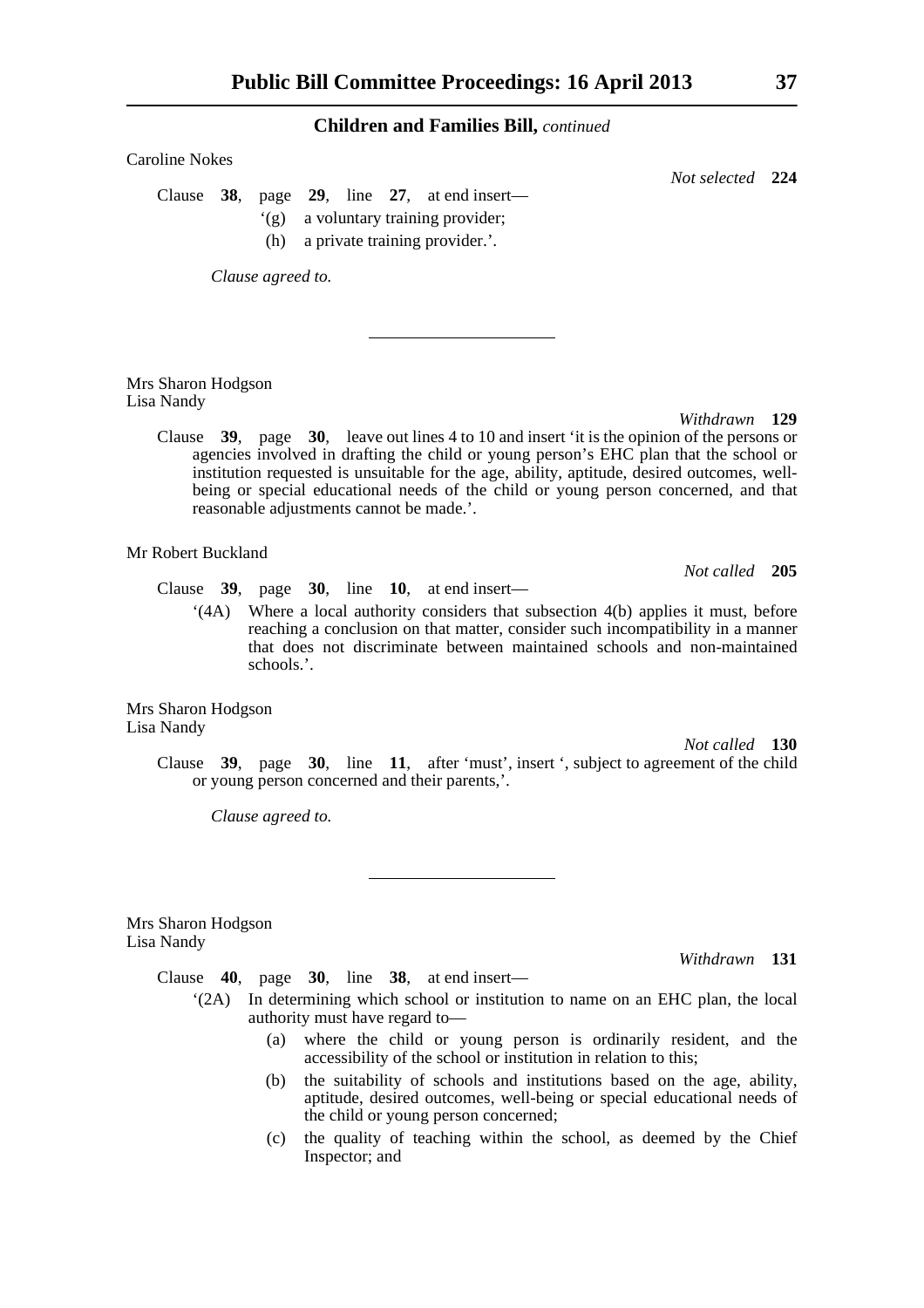Caroline Nokes

*Not selected* **224**

Clause **38**, page **29**, line **27**, at end insert—

'(g) a voluntary training provider;

(h) a private training provider.'.

*Clause agreed to.*

---

Mrs Sharon Hodgson
Lisa Nandy

*Withdrawn* **129**

Clause **39**, page **30**, leave out lines 4 to 10 and insert 'it is the opinion of the persons or agencies involved in drafting the child or young person's EHC plan that the school or institution requested is unsuitable for the age, ability, aptitude, desired outcomes, well-being or special educational needs of the child or young person concerned, and that reasonable adjustments cannot be made.'.

Mr Robert Buckland

*Not called* **205**

Clause **39**, page **30**, line **10**, at end insert—

'(4A) Where a local authority considers that subsection 4(b) applies it must, before reaching a conclusion on that matter, consider such incompatibility in a manner that does not discriminate between maintained schools and non-maintained schools.'.

Mrs Sharon Hodgson
Lisa Nandy

*Not called* **130**

Clause **39**, page **30**, line **11**, after 'must', insert ', subject to agreement of the child or young person concerned and their parents,'.

*Clause agreed to.*

---

Mrs Sharon Hodgson
Lisa Nandy

*Withdrawn* **131**

Clause **40**, page **30**, line **38**, at end insert—

'(2A) In determining which school or institution to name on an EHC plan, the local authority must have regard to—

(a) where the child or young person is ordinarily resident, and the accessibility of the school or institution in relation to this;

(b) the suitability of schools and institutions based on the age, ability, aptitude, desired outcomes, well-being or special educational needs of the child or young person concerned;

(c) the quality of teaching within the school, as deemed by the Chief Inspector; and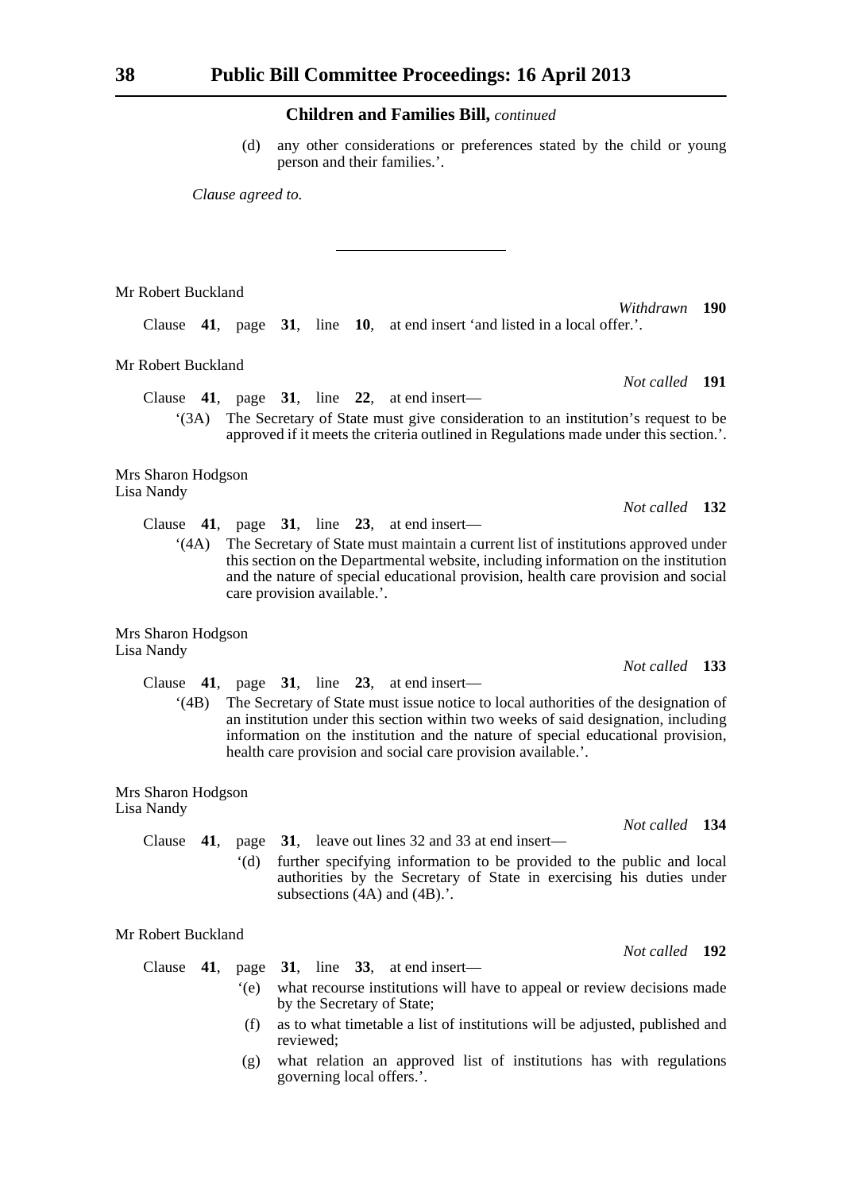## Children and Families Bill, *continued*

(d) any other considerations or preferences stated by the child or young person and their families.'.

*Clause agreed to.*

---

Mr Robert Buckland

*Withdrawn* **190**

Clause **41**, page **31**, line **10**, at end insert 'and listed in a local offer.'.

Mr Robert Buckland

*Not called* **191**

Clause **41**, page **31**, line **22**, at end insert—

'(3A) The Secretary of State must give consideration to an institution's request to be approved if it meets the criteria outlined in Regulations made under this section.'.

Mrs Sharon Hodgson
Lisa Nandy

*Not called* **132**

Clause **41**, page **31**, line **23**, at end insert—

'(4A) The Secretary of State must maintain a current list of institutions approved under this section on the Departmental website, including information on the institution and the nature of special educational provision, health care provision and social care provision available.'.

Mrs Sharon Hodgson
Lisa Nandy

*Not called* **133**

Clause **41**, page **31**, line **23**, at end insert—

'(4B) The Secretary of State must issue notice to local authorities of the designation of an institution under this section within two weeks of said designation, including information on the institution and the nature of special educational provision, health care provision and social care provision available.'.

Mrs Sharon Hodgson
Lisa Nandy

*Not called* **134**

Clause **41**, page **31**, leave out lines 32 and 33 at end insert—

'(d) further specifying information to be provided to the public and local authorities by the Secretary of State in exercising his duties under subsections (4A) and (4B).'.

Mr Robert Buckland

*Not called* **192**

Clause **41**, page **31**, line **33**, at end insert—

'(e) what recourse institutions will have to appeal or review decisions made by the Secretary of State;

(f) as to what timetable a list of institutions will be adjusted, published and reviewed;

(g) what relation an approved list of institutions has with regulations governing local offers.'.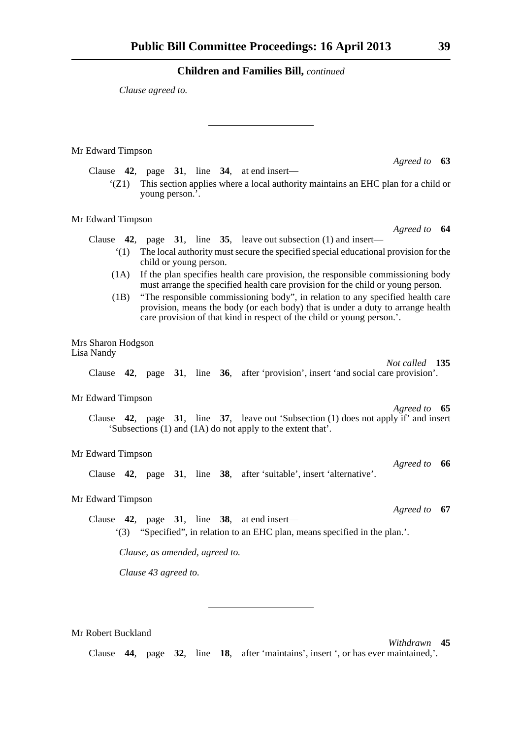**Children and Families Bill,** *continued*

*Clause agreed to.*

---

Mr Edward Timpson

*Agreed to* **63**

Clause **42**, page **31**, line **34**, at end insert—

'(Z1) This section applies where a local authority maintains an EHC plan for a child or young person.'.

Mr Edward Timpson

*Agreed to* **64**

Clause **42**, page **31**, line **35**, leave out subsection (1) and insert—

'(1) The local authority must secure the specified special educational provision for the child or young person.

(1A) If the plan specifies health care provision, the responsible commissioning body must arrange the specified health care provision for the child or young person.

(1B) "The responsible commissioning body", in relation to any specified health care provision, means the body (or each body) that is under a duty to arrange health care provision of that kind in respect of the child or young person.'.

Mrs Sharon Hodgson
Lisa Nandy

*Not called* **135**

Clause **42**, page **31**, line **36**, after 'provision', insert 'and social care provision'.

Mr Edward Timpson

*Agreed to* **65**

Clause **42**, page **31**, line **37**, leave out 'Subsection (1) does not apply if' and insert 'Subsections (1) and (1A) do not apply to the extent that'.

Mr Edward Timpson

*Agreed to* **66**

Clause **42**, page **31**, line **38**, after 'suitable', insert 'alternative'.

Mr Edward Timpson

*Agreed to* **67**

Clause **42**, page **31**, line **38**, at end insert—

'(3) "Specified", in relation to an EHC plan, means specified in the plan.'.

*Clause, as amended, agreed to.*

*Clause 43 agreed to.*

---

Mr Robert Buckland

*Withdrawn* **45**

Clause **44**, page **32**, line **18**, after 'maintains', insert ', or has ever maintained,'.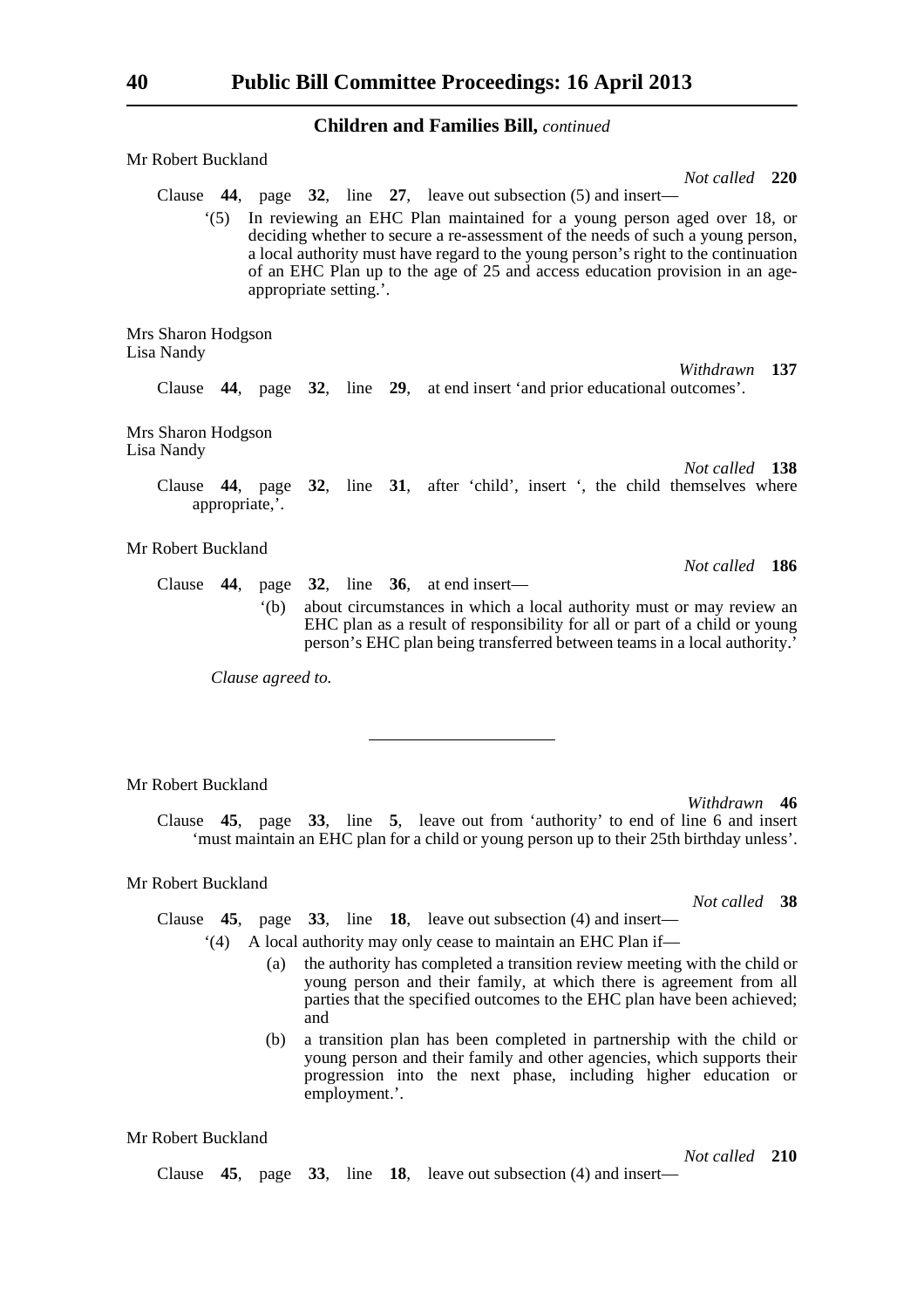Mr Robert Buckland

*Not called* **220**

Clause **44**, page **32**, line **27**, leave out subsection (5) and insert—

'(5) In reviewing an EHC Plan maintained for a young person aged over 18, or deciding whether to secure a re-assessment of the needs of such a young person, a local authority must have regard to the young person's right to the continuation of an EHC Plan up to the age of 25 and access education provision in an age-appropriate setting.'.

Mrs Sharon Hodgson
Lisa Nandy

*Withdrawn* **137**

Clause **44**, page **32**, line **29**, at end insert 'and prior educational outcomes'.

Mrs Sharon Hodgson
Lisa Nandy

*Not called* **138**

Clause **44**, page **32**, line **31**, after 'child', insert ', the child themselves where appropriate,'.

Mr Robert Buckland

*Not called* **186**

Clause **44**, page **32**, line **36**, at end insert—

'(b) about circumstances in which a local authority must or may review an EHC plan as a result of responsibility for all or part of a child or young person's EHC plan being transferred between teams in a local authority.'

*Clause agreed to.*

---

Mr Robert Buckland

*Withdrawn* **46**

Clause **45**, page **33**, line **5**, leave out from 'authority' to end of line 6 and insert 'must maintain an EHC plan for a child or young person up to their 25th birthday unless'.

Mr Robert Buckland

*Not called* **38**

Clause **45**, page **33**, line **18**, leave out subsection (4) and insert—

'(4) A local authority may only cease to maintain an EHC Plan if—

(a) the authority has completed a transition review meeting with the child or young person and their family, at which there is agreement from all parties that the specified outcomes to the EHC plan have been achieved; and

(b) a transition plan has been completed in partnership with the child or young person and their family and other agencies, which supports their progression into the next phase, including higher education or employment.'.

Mr Robert Buckland

*Not called* **210**

Clause **45**, page **33**, line **18**, leave out subsection (4) and insert—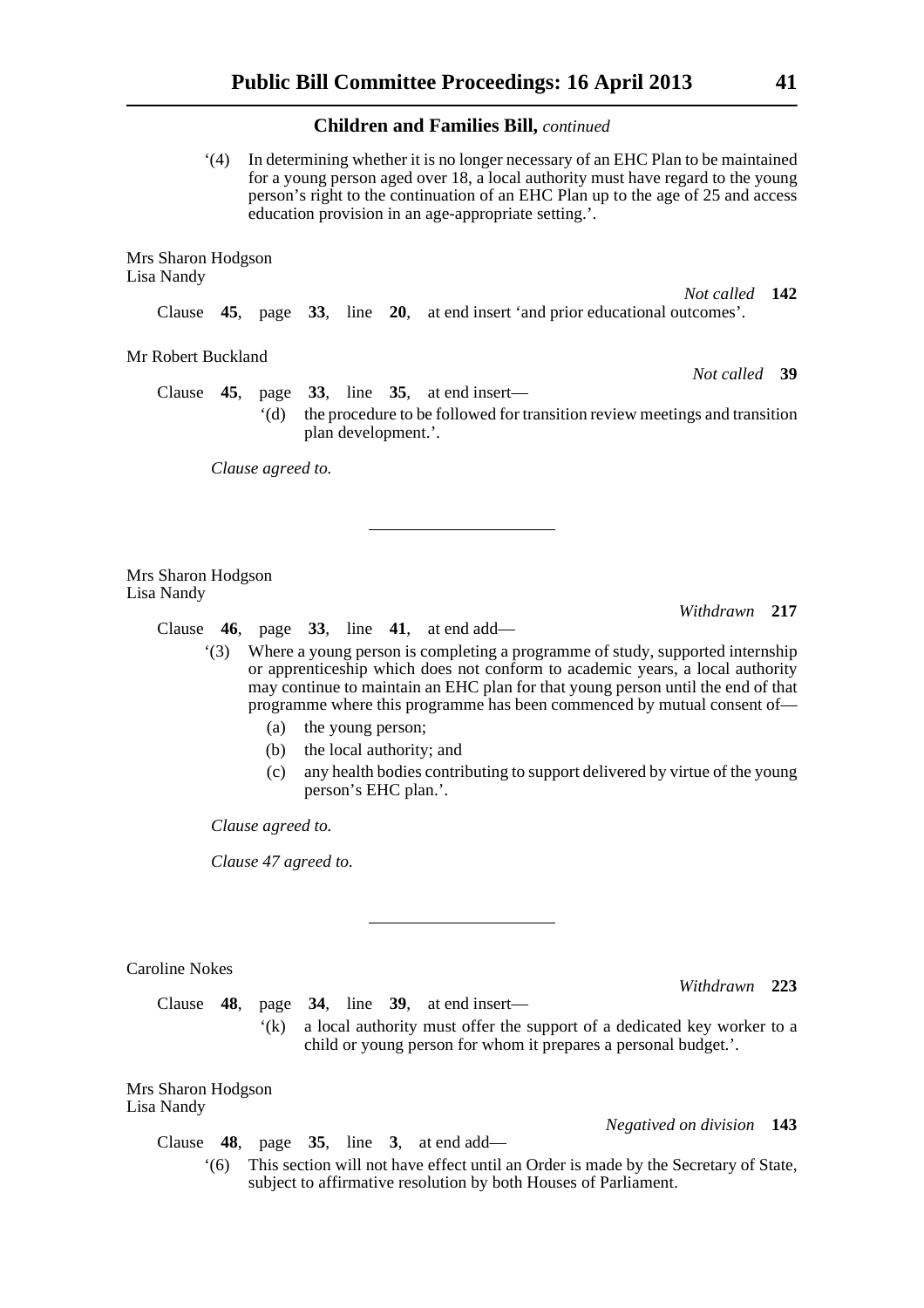## Children and Families Bill, *continued*

'(4) In determining whether it is no longer necessary of an EHC Plan to be maintained for a young person aged over 18, a local authority must have regard to the young person's right to the continuation of an EHC Plan up to the age of 25 and access education provision in an age-appropriate setting.'.

Mrs Sharon Hodgson
Lisa Nandy

*Not called* **142**

Clause **45**, page **33**, line **20**, at end insert 'and prior educational outcomes'.

Mr Robert Buckland

*Not called* **39**

Clause **45**, page **33**, line **35**, at end insert—

'(d) the procedure to be followed for transition review meetings and transition plan development.'.

*Clause agreed to.*

---

Mrs Sharon Hodgson
Lisa Nandy

*Withdrawn* **217**

Clause **46**, page **33**, line **41**, at end add—

'(3) Where a young person is completing a programme of study, supported internship or apprenticeship which does not conform to academic years, a local authority may continue to maintain an EHC plan for that young person until the end of that programme where this programme has been commenced by mutual consent of—

(a) the young person;

(b) the local authority; and

(c) any health bodies contributing to support delivered by virtue of the young person's EHC plan.'.

*Clause agreed to.*

*Clause 47 agreed to.*

---

Caroline Nokes

*Withdrawn* **223**

Clause **48**, page **34**, line **39**, at end insert—

'(k) a local authority must offer the support of a dedicated key worker to a child or young person for whom it prepares a personal budget.'.

Mrs Sharon Hodgson
Lisa Nandy

*Negatived on division* **143**

Clause **48**, page **35**, line **3**, at end add—

'(6) This section will not have effect until an Order is made by the Secretary of State, subject to affirmative resolution by both Houses of Parliament.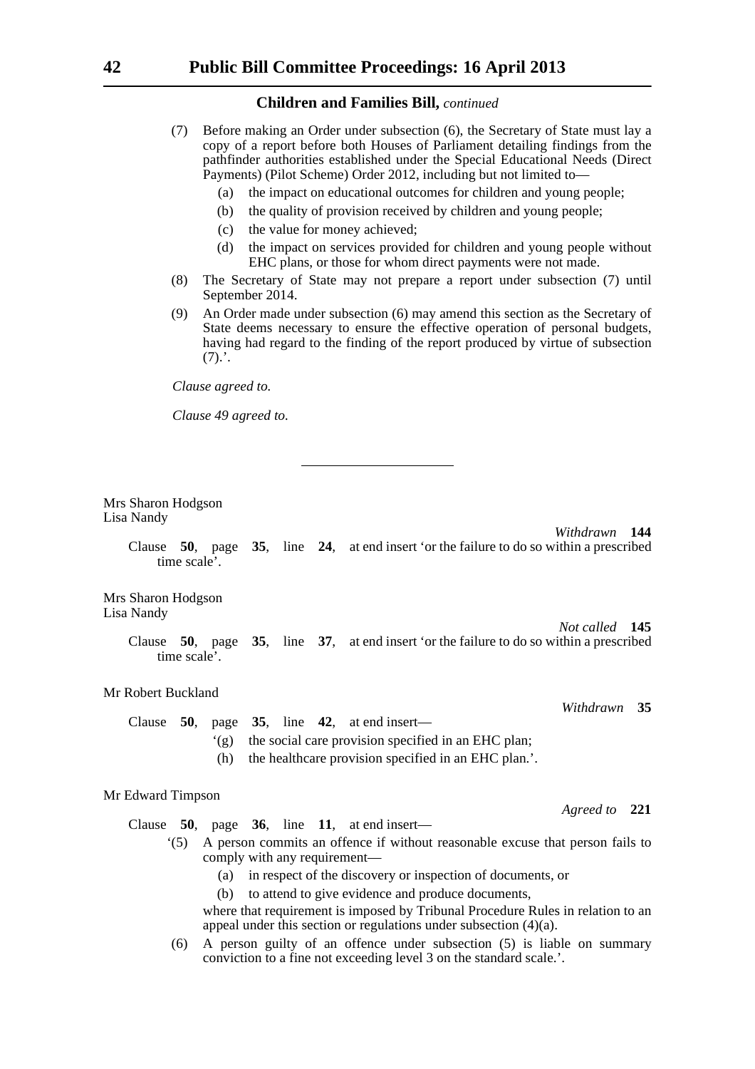**Children and Families Bill,** *continued*

(7) Before making an Order under subsection (6), the Secretary of State must lay a copy of a report before both Houses of Parliament detailing findings from the pathfinder authorities established under the Special Educational Needs (Direct Payments) (Pilot Scheme) Order 2012, including but not limited to—

(a) the impact on educational outcomes for children and young people;

(b) the quality of provision received by children and young people;

(c) the value for money achieved;

(d) the impact on services provided for children and young people without EHC plans, or those for whom direct payments were not made.

(8) The Secretary of State may not prepare a report under subsection (7) until September 2014.

(9) An Order made under subsection (6) may amend this section as the Secretary of State deems necessary to ensure the effective operation of personal budgets, having had regard to the finding of the report produced by virtue of subsection (7).'.

*Clause agreed to.*

*Clause 49 agreed to.*

---

Mrs Sharon Hodgson
Lisa Nandy

*Withdrawn* **144**

Clause **50**, page **35**, line **24**, at end insert 'or the failure to do so within a prescribed time scale'.

Mrs Sharon Hodgson
Lisa Nandy

*Not called* **145**

Clause **50**, page **35**, line **37**, at end insert 'or the failure to do so within a prescribed time scale'.

Mr Robert Buckland

*Withdrawn* **35**

Clause **50**, page **35**, line **42**, at end insert—

'(g) the social care provision specified in an EHC plan;

(h) the healthcare provision specified in an EHC plan.'.

Mr Edward Timpson

*Agreed to* **221**

Clause **50**, page **36**, line **11**, at end insert—

'(5) A person commits an offence if without reasonable excuse that person fails to comply with any requirement—

(a) in respect of the discovery or inspection of documents, or

(b) to attend to give evidence and produce documents,

where that requirement is imposed by Tribunal Procedure Rules in relation to an appeal under this section or regulations under subsection (4)(a).

(6) A person guilty of an offence under subsection (5) is liable on summary conviction to a fine not exceeding level 3 on the standard scale.'.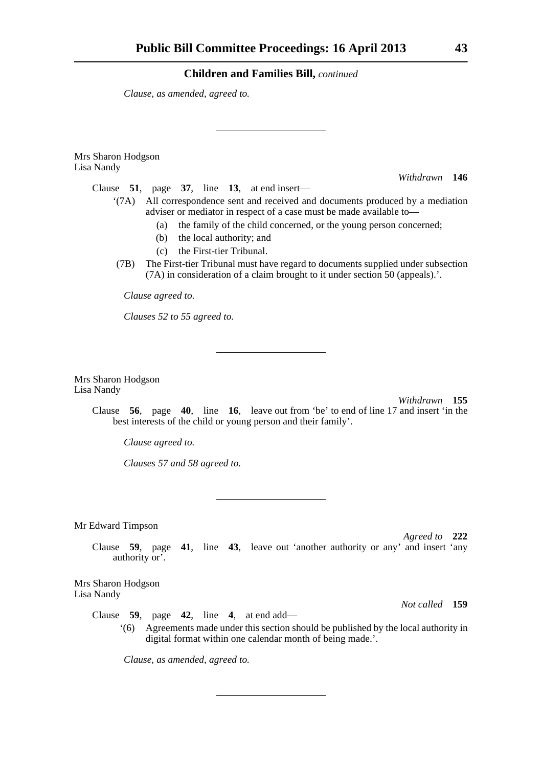**Children and Families Bill,** *continued*

*Clause, as amended, agreed to.*

---

Mrs Sharon Hodgson
Lisa Nandy

*Withdrawn* **146**

Clause **51**, page **37**, line **13**, at end insert—

'(7A) All correspondence sent and received and documents produced by a mediation adviser or mediator in respect of a case must be made available to—

(a) the family of the child concerned, or the young person concerned;

(b) the local authority; and

(c) the First-tier Tribunal.

(7B) The First-tier Tribunal must have regard to documents supplied under subsection (7A) in consideration of a claim brought to it under section 50 (appeals).'.

*Clause agreed to.*

*Clauses 52 to 55 agreed to.*

---

Mrs Sharon Hodgson
Lisa Nandy

*Withdrawn* **155**

Clause **56**, page **40**, line **16**, leave out from 'be' to end of line 17 and insert 'in the best interests of the child or young person and their family'.

*Clause agreed to.*

*Clauses 57 and 58 agreed to.*

---

Mr Edward Timpson

*Agreed to* **222**

Clause **59**, page **41**, line **43**, leave out 'another authority or any' and insert 'any authority or'.

Mrs Sharon Hodgson
Lisa Nandy

*Not called* **159**

Clause **59**, page **42**, line **4**, at end add—

'(6) Agreements made under this section should be published by the local authority in digital format within one calendar month of being made.'.

*Clause, as amended, agreed to.*

---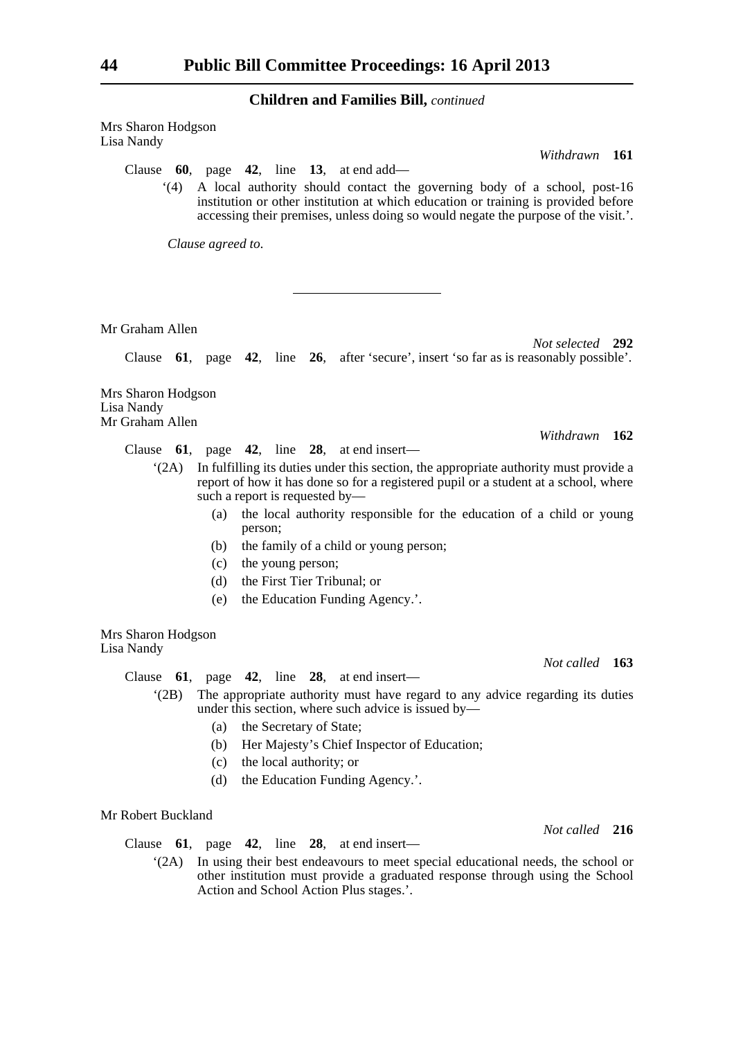**Children and Families Bill,** *continued*

Mrs Sharon Hodgson
Lisa Nandy

*Withdrawn* **161**

Clause **60**, page **42**, line **13**, at end add—

'(4) A local authority should contact the governing body of a school, post-16 institution or other institution at which education or training is provided before accessing their premises, unless doing so would negate the purpose of the visit.'.

*Clause agreed to.*

---

Mr Graham Allen

*Not selected* **292**

Clause **61**, page **42**, line **26**, after 'secure', insert 'so far as is reasonably possible'.

Mrs Sharon Hodgson
Lisa Nandy
Mr Graham Allen

*Withdrawn* **162**

Clause **61**, page **42**, line **28**, at end insert—

'(2A) In fulfilling its duties under this section, the appropriate authority must provide a report of how it has done so for a registered pupil or a student at a school, where such a report is requested by—

(a) the local authority responsible for the education of a child or young person;

(b) the family of a child or young person;

(c) the young person;

(d) the First Tier Tribunal; or

(e) the Education Funding Agency.'.

Mrs Sharon Hodgson
Lisa Nandy

*Not called* **163**

Clause **61**, page **42**, line **28**, at end insert—

'(2B) The appropriate authority must have regard to any advice regarding its duties under this section, where such advice is issued by—

(a) the Secretary of State;

(b) Her Majesty's Chief Inspector of Education;

(c) the local authority; or

(d) the Education Funding Agency.'.

Mr Robert Buckland

*Not called* **216**

Clause **61**, page **42**, line **28**, at end insert—

'(2A) In using their best endeavours to meet special educational needs, the school or other institution must provide a graduated response through using the School Action and School Action Plus stages.'.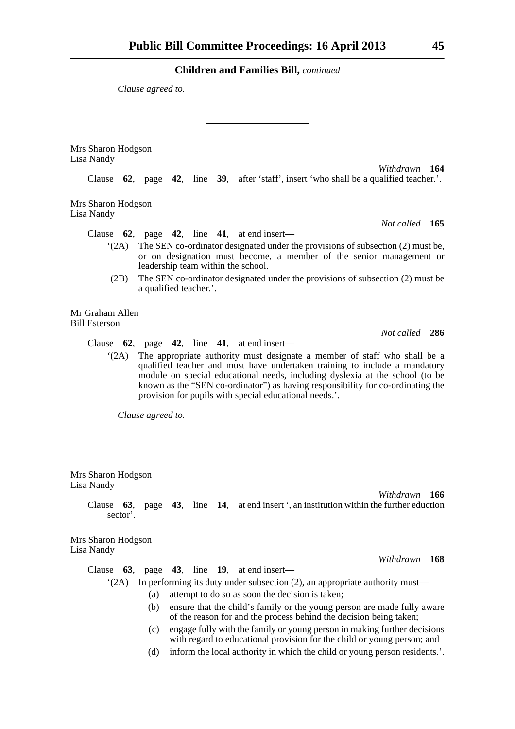## Children and Families Bill, *continued*

*Clause agreed to.*

---

Mrs Sharon Hodgson
Lisa Nandy

*Withdrawn* **164**

Clause **62**, page **42**, line **39**, after 'staff', insert 'who shall be a qualified teacher.'.

Mrs Sharon Hodgson
Lisa Nandy

*Not called* **165**

Clause **62**, page **42**, line **41**, at end insert—

'(2A) The SEN co-ordinator designated under the provisions of subsection (2) must be, or on designation must become, a member of the senior management or leadership team within the school.

(2B) The SEN co-ordinator designated under the provisions of subsection (2) must be a qualified teacher.'.

Mr Graham Allen
Bill Esterson

*Not called* **286**

Clause **62**, page **42**, line **41**, at end insert—

'(2A) The appropriate authority must designate a member of staff who shall be a qualified teacher and must have undertaken training to include a mandatory module on special educational needs, including dyslexia at the school (to be known as the "SEN co-ordinator") as having responsibility for co-ordinating the provision for pupils with special educational needs.'.

*Clause agreed to.*

---

Mrs Sharon Hodgson
Lisa Nandy

*Withdrawn* **166**

Clause **63**, page **43**, line **14**, at end insert ', an institution within the further eduction sector'.

Mrs Sharon Hodgson
Lisa Nandy

*Withdrawn* **168**

Clause **63**, page **43**, line **19**, at end insert—

'(2A) In performing its duty under subsection (2), an appropriate authority must—

(a) attempt to do so as soon the decision is taken;

(b) ensure that the child's family or the young person are made fully aware of the reason for and the process behind the decision being taken;

(c) engage fully with the family or young person in making further decisions with regard to educational provision for the child or young person; and

(d) inform the local authority in which the child or young person residents.'.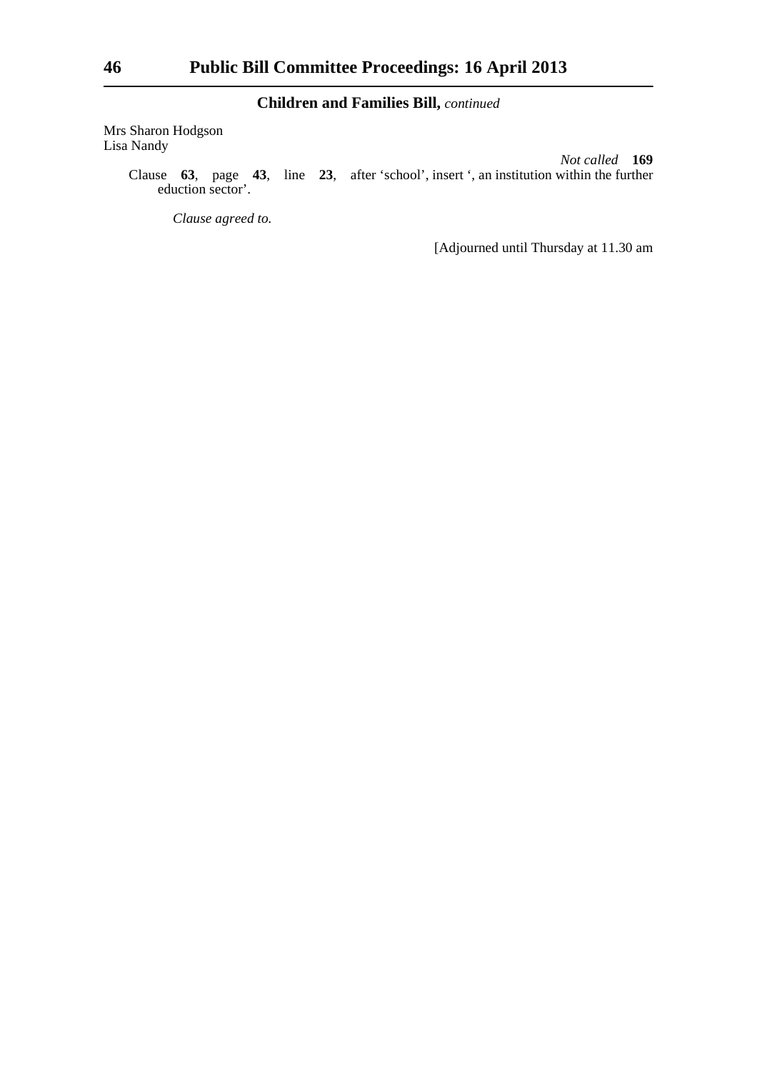**Children and Families Bill,** *continued*

Mrs Sharon Hodgson
Lisa Nandy

*Not called* **169**

Clause **63**, page **43**, line **23**, after 'school', insert ', an institution within the further eduction sector'.

*Clause agreed to.*

[Adjourned until Thursday at 11.30 am